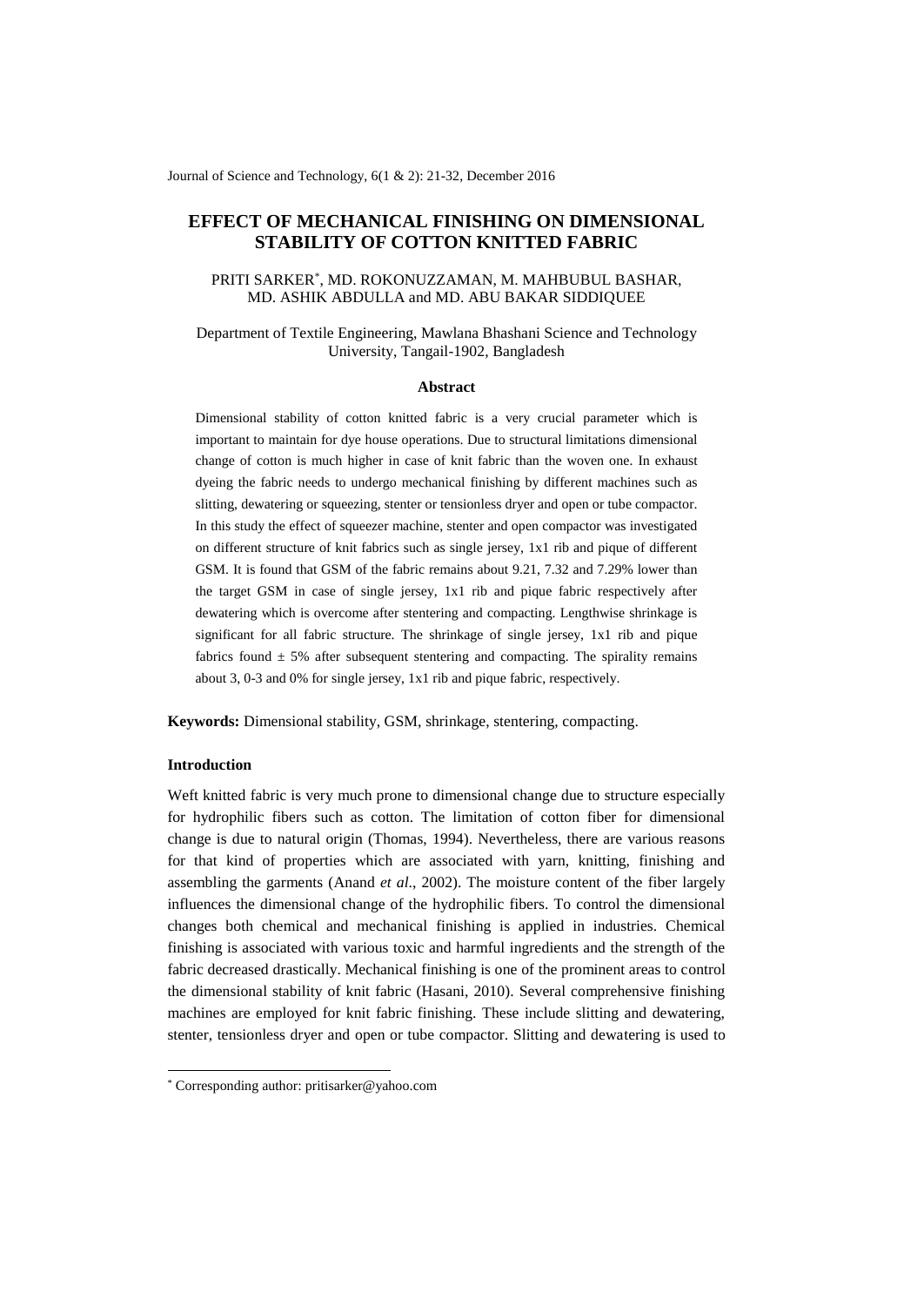# EFFECT OF MECHANICAL FINISHING ON DIMENSIONAL STABILITY OF COTTON KNITTED FABRIC

PRITI SARKER[*], MD. ROKONUZZAMAN, M. MAHBUBUL BASHAR, MD. ASHIK ABDULLA and MD. ABU BAKAR SIDDIQUEE

Department of Textile Engineering, Mawlana Bhashani Science and Technology University, Tangail-1902, Bangladesh

## Abstract

Dimensional stability of cotton knitted fabric is a very crucial parameter which is important to maintain for dye house operations. Due to structural limitations dimensional change of cotton is much higher in case of knit fabric than the woven one. In exhaust dyeing the fabric needs to undergo mechanical finishing by different machines such as slitting, dewatering or squeezing, stenter or tensionless dryer and open or tube compactor. In this study the effect of squeezer machine, stenter and open compactor was investigated on different structure of knit fabrics such as single jersey, 1x1 rib and pique of different GSM. It is found that GSM of the fabric remains about 9.21, 7.32 and 7.29% lower than the target GSM in case of single jersey, 1x1 rib and pique fabric respectively after dewatering which is overcome after stentering and compacting. Lengthwise shrinkage is significant for all fabric structure. The shrinkage of single jersey, 1x1 rib and pique fabrics found ± 5% after subsequent stentering and compacting. The spirality remains about 3, 0-3 and 0% for single jersey, 1x1 rib and pique fabric, respectively.

**Keywords:** Dimensional stability, GSM, shrinkage, stentering, compacting.

## Introduction

Weft knitted fabric is very much prone to dimensional change due to structure especially for hydrophilic fibers such as cotton. The limitation of cotton fiber for dimensional change is due to natural origin (Thomas, 1994). Nevertheless, there are various reasons for that kind of properties which are associated with yarn, knitting, finishing and assembling the garments (Anand *et al*., 2002). The moisture content of the fiber largely influences the dimensional change of the hydrophilic fibers. To control the dimensional changes both chemical and mechanical finishing is applied in industries. Chemical finishing is associated with various toxic and harmful ingredients and the strength of the fabric decreased drastically. Mechanical finishing is one of the prominent areas to control the dimensional stability of knit fabric (Hasani, 2010). Several comprehensive finishing machines are employed for knit fabric finishing. These include slitting and dewatering, stenter, tensionless dryer and open or tube compactor. Slitting and dewatering is used to

[*] Corresponding author: pritisarker@yahoo.com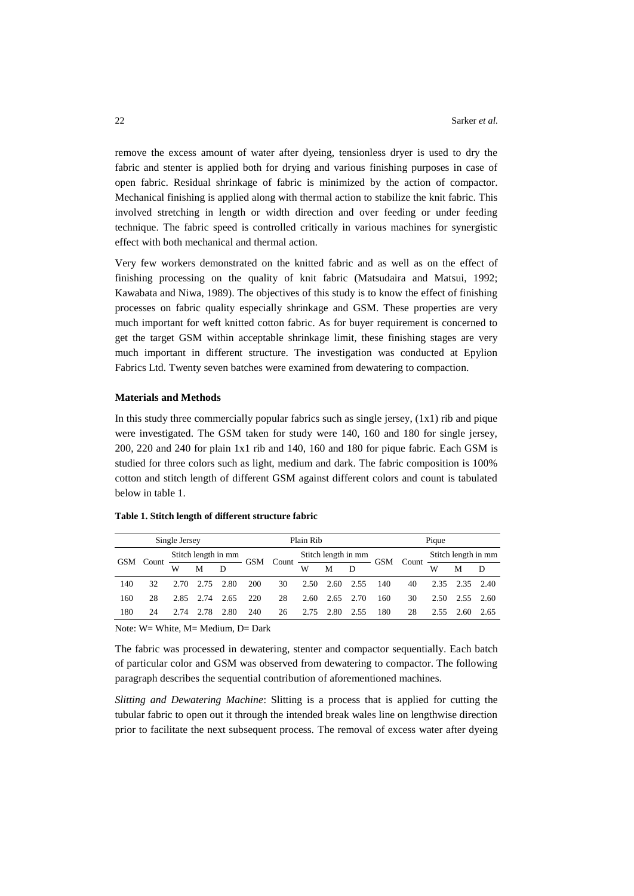remove the excess amount of water after dyeing, tensionless dryer is used to dry the fabric and stenter is applied both for drying and various finishing purposes in case of open fabric. Residual shrinkage of fabric is minimized by the action of compactor. Mechanical finishing is applied along with thermal action to stabilize the knit fabric. This involved stretching in length or width direction and over feeding or under feeding technique. The fabric speed is controlled critically in various machines for synergistic effect with both mechanical and thermal action.

Very few workers demonstrated on the knitted fabric and as well as on the effect of finishing processing on the quality of knit fabric (Matsudaira and Matsui, 1992; Kawabata and Niwa, 1989). The objectives of this study is to know the effect of finishing processes on fabric quality especially shrinkage and GSM. These properties are very much important for weft knitted cotton fabric. As for buyer requirement is concerned to get the target GSM within acceptable shrinkage limit, these finishing stages are very much important in different structure. The investigation was conducted at Epylion Fabrics Ltd. Twenty seven batches were examined from dewatering to compaction.

**Materials and Methods**

In this study three commercially popular fabrics such as single jersey, (1x1) rib and pique were investigated. The GSM taken for study were 140, 160 and 180 for single jersey, 200, 220 and 240 for plain 1x1 rib and 140, 160 and 180 for pique fabric. Each GSM is studied for three colors such as light, medium and dark. The fabric composition is 100% cotton and stitch length of different GSM against different colors and count is tabulated below in table 1.

**Table 1. Stitch length of different structure fabric**

| Single Jersey | | | | | Plain Rib | | | | | Pique | | | | |
|---|---|---|---|---|---|---|---|---|---|---|---|---|---|---|
| GSM | Count | Stitch length in mm | | | GSM | Count | Stitch length in mm | | | GSM | Count | Stitch length in mm | | |
| | | W | M | D | | | W | M | D | | | W | M | D |
| 140 | 32 | 2.70 | 2.75 | 2.80 | 200 | 30 | 2.50 | 2.60 | 2.55 | 140 | 40 | 2.35 | 2.35 | 2.40 |
| 160 | 28 | 2.85 | 2.74 | 2.65 | 220 | 28 | 2.60 | 2.65 | 2.70 | 160 | 30 | 2.50 | 2.55 | 2.60 |
| 180 | 24 | 2.74 | 2.78 | 2.80 | 240 | 26 | 2.75 | 2.80 | 2.55 | 180 | 28 | 2.55 | 2.60 | 2.65 |

Note: W= White, M= Medium, D= Dark

The fabric was processed in dewatering, stenter and compactor sequentially. Each batch of particular color and GSM was observed from dewatering to compactor. The following paragraph describes the sequential contribution of aforementioned machines.

*Slitting and Dewatering Machine*: Slitting is a process that is applied for cutting the tubular fabric to open out it through the intended break wales line on lengthwise direction prior to facilitate the next subsequent process. The removal of excess water after dyeing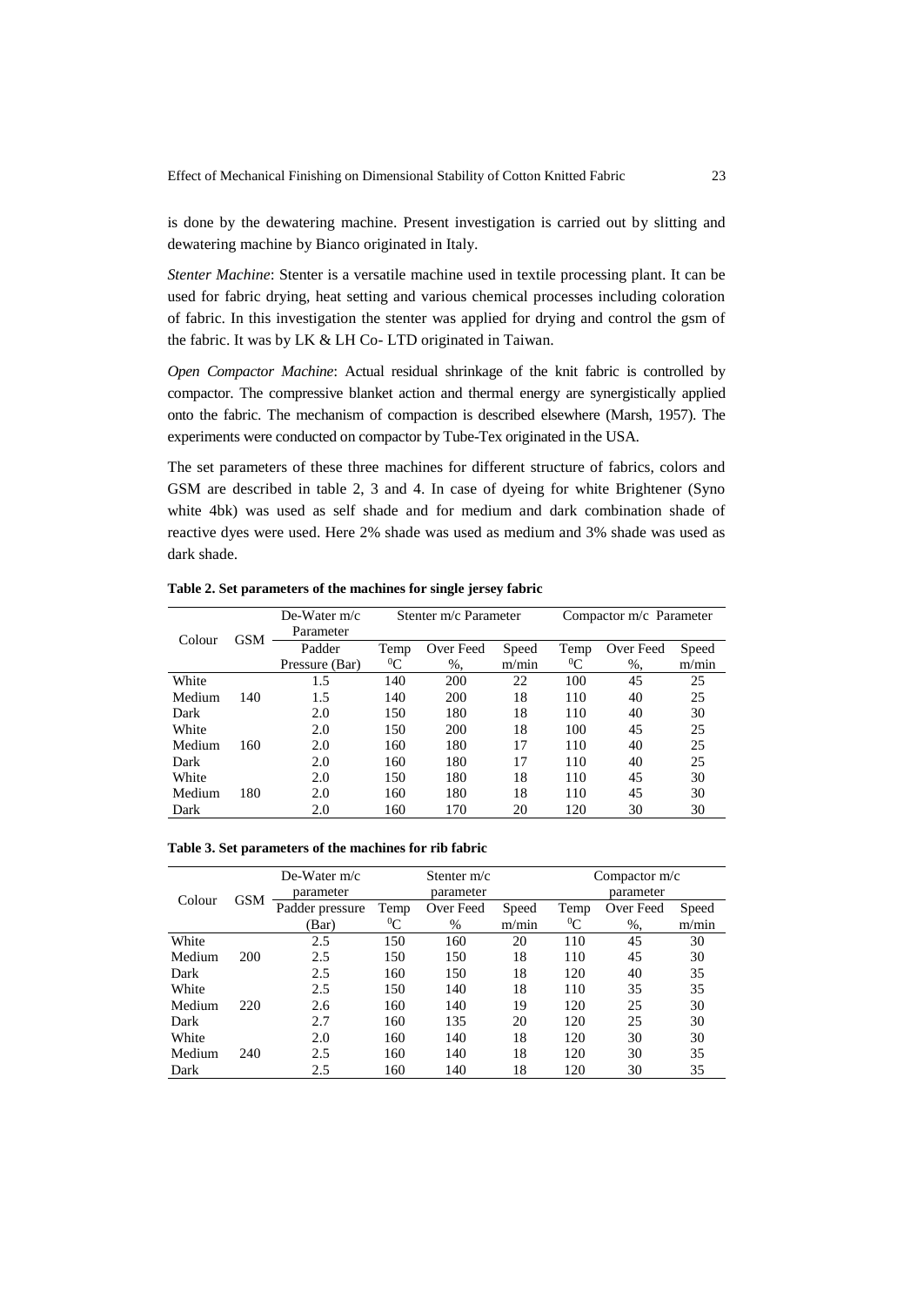is done by the dewatering machine. Present investigation is carried out by slitting and dewatering machine by Bianco originated in Italy.

*Stenter Machine*: Stenter is a versatile machine used in textile processing plant. It can be used for fabric drying, heat setting and various chemical processes including coloration of fabric. In this investigation the stenter was applied for drying and control the gsm of the fabric. It was by LK & LH Co- LTD originated in Taiwan.

*Open Compactor Machine*: Actual residual shrinkage of the knit fabric is controlled by compactor. The compressive blanket action and thermal energy are synergistically applied onto the fabric. The mechanism of compaction is described elsewhere (Marsh, 1957). The experiments were conducted on compactor by Tube-Tex originated in the USA.

The set parameters of these three machines for different structure of fabrics, colors and GSM are described in table 2, 3 and 4. In case of dyeing for white Brightener (Syno white 4bk) was used as self shade and for medium and dark combination shade of reactive dyes were used. Here 2% shade was used as medium and 3% shade was used as dark shade.

**Table 2. Set parameters of the machines for single jersey fabric**

| Colour | GSM | De-Water m/c Parameter | Stenter m/c Parameter | | | Compactor m/c Parameter | | |
|---|---|---|---|---|---|---|---|---|
| | | Padder Pressure (Bar) | Temp $^0$C | Over Feed %, | Speed m/min | Temp $^0$C | Over Feed %, | Speed m/min |
| White | | 1.5 | 140 | 200 | 22 | 100 | 45 | 25 |
| Medium | 140 | 1.5 | 140 | 200 | 18 | 110 | 40 | 25 |
| Dark | | 2.0 | 150 | 180 | 18 | 110 | 40 | 30 |
| White | | 2.0 | 150 | 200 | 18 | 100 | 45 | 25 |
| Medium | 160 | 2.0 | 160 | 180 | 17 | 110 | 40 | 25 |
| Dark | | 2.0 | 160 | 180 | 17 | 110 | 40 | 25 |
| White | | 2.0 | 150 | 180 | 18 | 110 | 45 | 30 |
| Medium | 180 | 2.0 | 160 | 180 | 18 | 110 | 45 | 30 |
| Dark | | 2.0 | 160 | 170 | 20 | 120 | 30 | 30 |

**Table 3. Set parameters of the machines for rib fabric**

| Colour | GSM | De-Water m/c parameter | Stenter m/c parameter | | | Compactor m/c parameter | | |
|---|---|---|---|---|---|---|---|---|
| | | Padder pressure (Bar) | Temp $^0$C | Over Feed % | Speed m/min | Temp $^0$C | Over Feed %, | Speed m/min |
| White | | 2.5 | 150 | 160 | 20 | 110 | 45 | 30 |
| Medium | 200 | 2.5 | 150 | 150 | 18 | 110 | 45 | 30 |
| Dark | | 2.5 | 160 | 150 | 18 | 120 | 40 | 35 |
| White | | 2.5 | 150 | 140 | 18 | 110 | 35 | 35 |
| Medium | 220 | 2.6 | 160 | 140 | 19 | 120 | 25 | 30 |
| Dark | | 2.7 | 160 | 135 | 20 | 120 | 25 | 30 |
| White | | 2.0 | 160 | 140 | 18 | 120 | 30 | 30 |
| Medium | 240 | 2.5 | 160 | 140 | 18 | 120 | 30 | 35 |
| Dark | | 2.5 | 160 | 140 | 18 | 120 | 30 | 35 |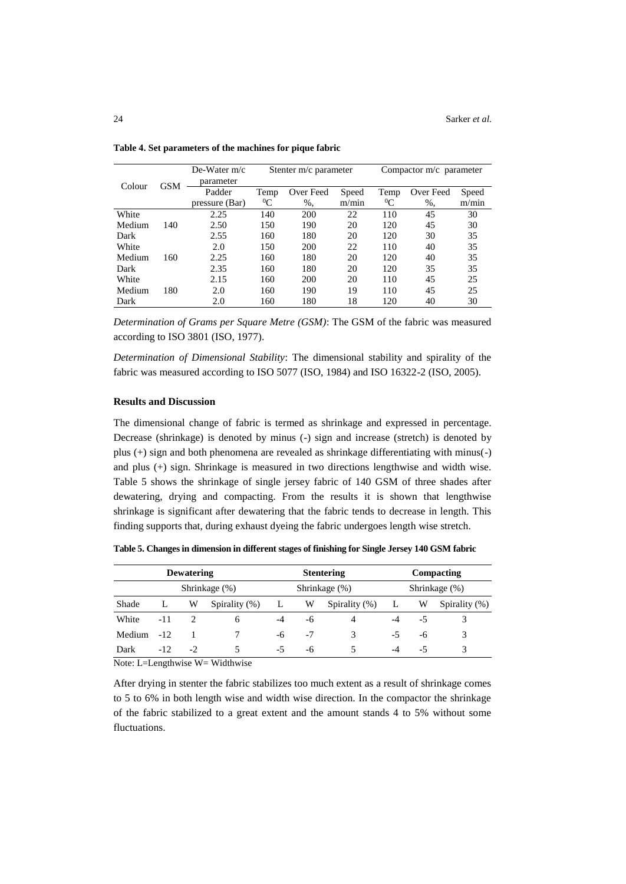**Table 4. Set parameters of the machines for pique fabric**

| Colour | GSM | De-Water m/c parameter | Stenter m/c parameter | | | Compactor m/c parameter | | |
|---|---|---|---|---|---|---|---|---|
| | | Padder pressure (Bar) | Temp $^0$C | Over Feed %, | Speed m/min | Temp $^0$C | Over Feed %, | Speed m/min |
| White | | 2.25 | 140 | 200 | 22 | 110 | 45 | 30 |
| Medium | 140 | 2.50 | 150 | 190 | 20 | 120 | 45 | 30 |
| Dark | | 2.55 | 160 | 180 | 20 | 120 | 30 | 35 |
| White | | 2.0 | 150 | 200 | 22 | 110 | 40 | 35 |
| Medium | 160 | 2.25 | 160 | 180 | 20 | 120 | 40 | 35 |
| Dark | | 2.35 | 160 | 180 | 20 | 120 | 35 | 35 |
| White | | 2.15 | 160 | 200 | 20 | 110 | 45 | 25 |
| Medium | 180 | 2.0 | 160 | 190 | 19 | 110 | 45 | 25 |
| Dark | | 2.0 | 160 | 180 | 18 | 120 | 40 | 30 |

*Determination of Grams per Square Metre (GSM)*: The GSM of the fabric was measured according to ISO 3801 (ISO, 1977).

*Determination of Dimensional Stability*: The dimensional stability and spirality of the fabric was measured according to ISO 5077 (ISO, 1984) and ISO 16322-2 (ISO, 2005).

### Results and Discussion

The dimensional change of fabric is termed as shrinkage and expressed in percentage. Decrease (shrinkage) is denoted by minus (-) sign and increase (stretch) is denoted by plus (+) sign and both phenomena are revealed as shrinkage differentiating with minus(-) and plus (+) sign. Shrinkage is measured in two directions lengthwise and width wise. Table 5 shows the shrinkage of single jersey fabric of 140 GSM of three shades after dewatering, drying and compacting. From the results it is shown that lengthwise shrinkage is significant after dewatering that the fabric tends to decrease in length. This finding supports that, during exhaust dyeing the fabric undergoes length wise stretch.

**Table 5. Changes in dimension in different stages of finishing for Single Jersey 140 GSM fabric**

| Dewatering | | | | Stentering | | | Compacting | | |
|---|---|---|---|---|---|---|---|---|---|
| Shrinkage (%) | | | | Shrinkage (%) | | | Shrinkage (%) | | |
| Shade | L | W | Spirality (%) | L | W | Spirality (%) | L | W | Spirality (%) |
| White | -11 | 2 | 6 | -4 | -6 | 4 | -4 | -5 | 3 |
| Medium | -12 | 1 | 7 | -6 | -7 | 3 | -5 | -6 | 3 |
| Dark | -12 | -2 | 5 | -5 | -6 | 5 | -4 | -5 | 3 |

Note: L=Lengthwise W= Widthwise

After drying in stenter the fabric stabilizes too much extent as a result of shrinkage comes to 5 to 6% in both length wise and width wise direction. In the compactor the shrinkage of the fabric stabilized to a great extent and the amount stands 4 to 5% without some fluctuations.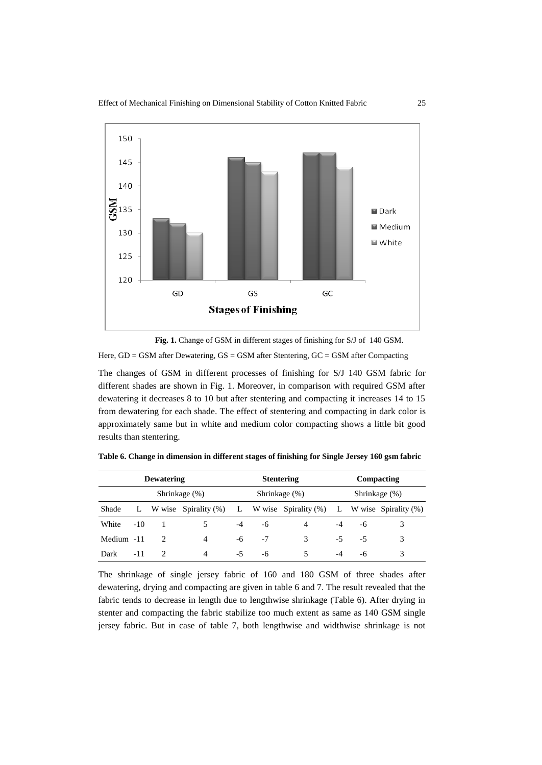**Fig. 1.** Change of GSM in different stages of finishing for S/J of 140 GSM.

Here, GD = GSM after Dewatering, GS = GSM after Stentering, GC = GSM after Compacting

The changes of GSM in different processes of finishing for S/J 140 GSM fabric for different shades are shown in Fig. 1. Moreover, in comparison with required GSM after dewatering it decreases 8 to 10 but after stentering and compacting it increases 14 to 15 from dewatering for each shade. The effect of stentering and compacting in dark color is approximately same but in white and medium color compacting shows a little bit good results than stentering.

**Table 6. Change in dimension in different stages of finishing for Single Jersey 160 gsm fabric**

| | Dewatering | | | Stentering | | | Compacting | | |
|---|---|---|---|---|---|---|---|---|---|
| | Shrinkage (%) | | | Shrinkage (%) | | | Shrinkage (%) | | |
| Shade | L | W wise | Spirality (%) | L | W wise | Spirality (%) | L | W wise | Spirality (%) |
| White | -10 | 1 | 5 | -4 | -6 | 4 | -4 | -6 | 3 |
| Medium | -11 | 2 | 4 | -6 | -7 | 3 | -5 | -5 | 3 |
| Dark | -11 | 2 | 4 | -5 | -6 | 5 | -4 | -6 | 3 |

The shrinkage of single jersey fabric of 160 and 180 GSM of three shades after dewatering, drying and compacting are given in table 6 and 7. The result revealed that the fabric tends to decrease in length due to lengthwise shrinkage (Table 6). After drying in stenter and compacting the fabric stabilize too much extent as same as 140 GSM single jersey fabric. But in case of table 7, both lengthwise and widthwise shrinkage is not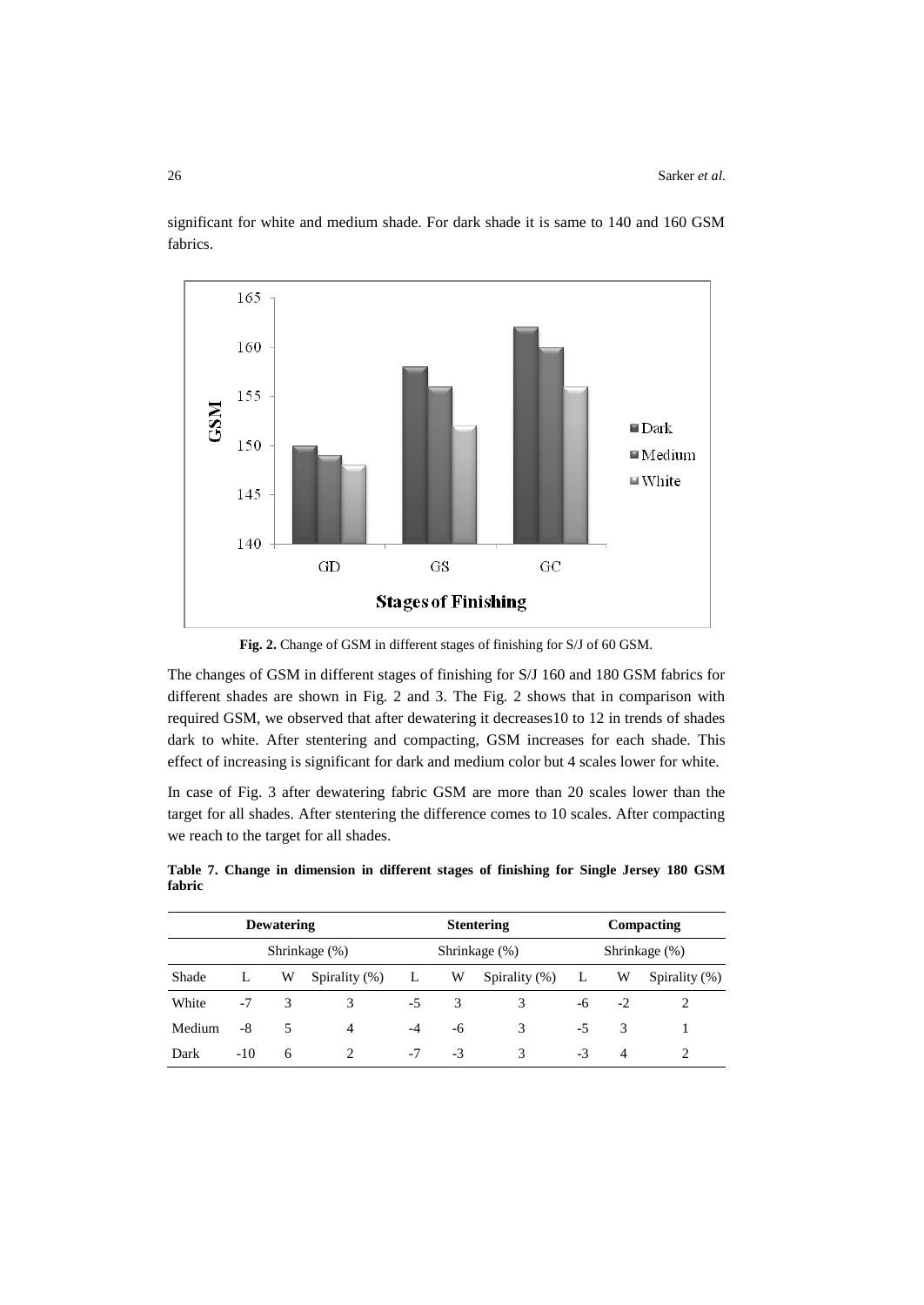significant for white and medium shade. For dark shade it is same to 140 and 160 GSM fabrics.

**Fig. 2.** Change of GSM in different stages of finishing for S/J of 60 GSM.

The changes of GSM in different stages of finishing for S/J 160 and 180 GSM fabrics for different shades are shown in Fig. 2 and 3. The Fig. 2 shows that in comparison with required GSM, we observed that after dewatering it decreases10 to 12 in trends of shades dark to white. After stentering and compacting, GSM increases for each shade. This effect of increasing is significant for dark and medium color but 4 scales lower for white.

In case of Fig. 3 after dewatering fabric GSM are more than 20 scales lower than the target for all shades. After stentering the difference comes to 10 scales. After compacting we reach to the target for all shades.

**Table 7. Change in dimension in different stages of finishing for Single Jersey 180 GSM fabric**

| | Dewatering | | | Stentering | | | Compacting | | |
|---|---|---|---|---|---|---|---|---|---|
| | Shrinkage (%) | | | Shrinkage (%) | | | Shrinkage (%) | | |
| Shade | L | W | Spirality (%) | L | W | Spirality (%) | L | W | Spirality (%) |
| White | -7 | 3 | 3 | -5 | 3 | 3 | -6 | -2 | 2 |
| Medium | -8 | 5 | 4 | -4 | -6 | 3 | -5 | 3 | 1 |
| Dark | -10 | 6 | 2 | -7 | -3 | 3 | -3 | 4 | 2 |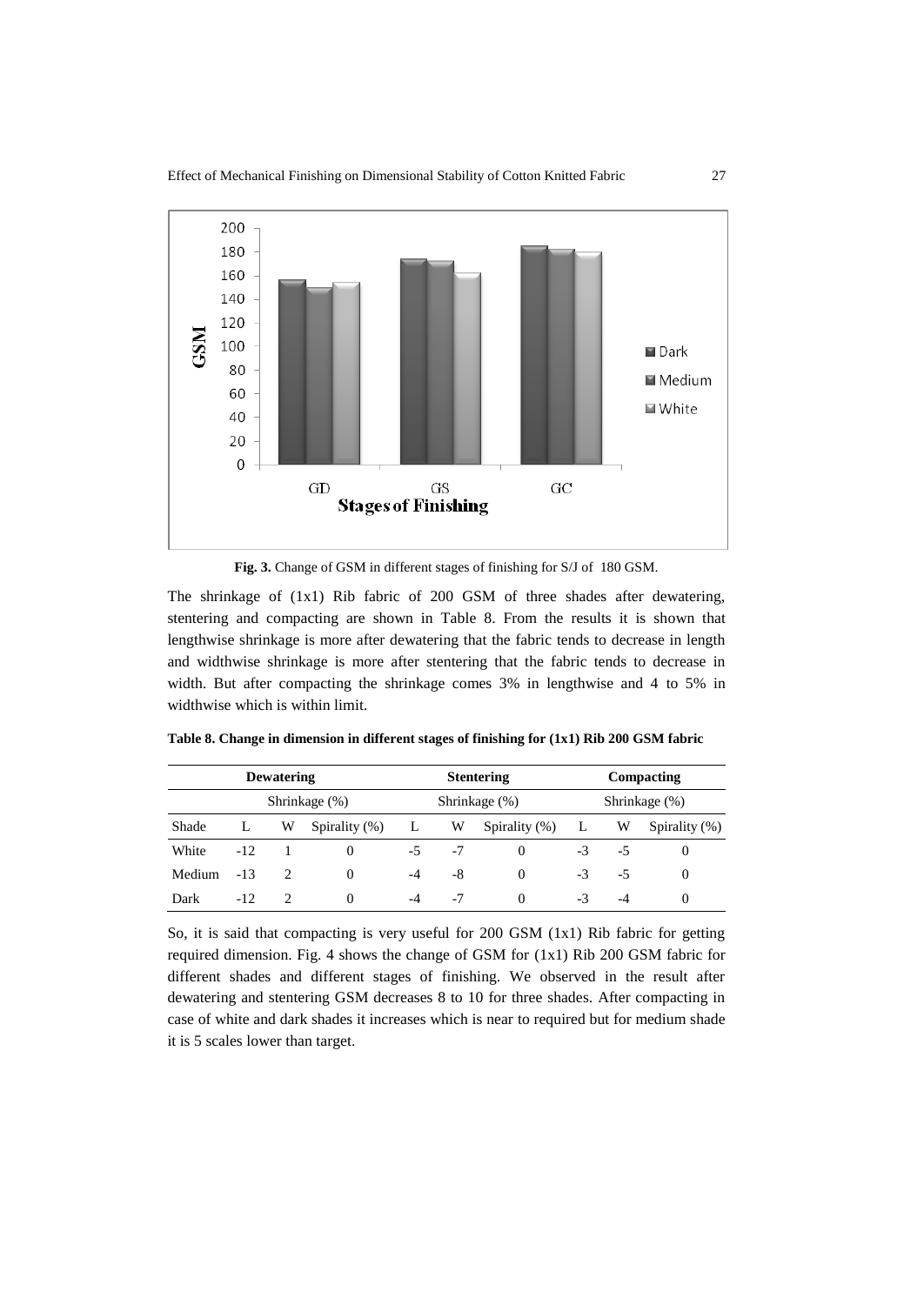**Fig. 3.** Change of GSM in different stages of finishing for S/J of 180 GSM.

The shrinkage of (1x1) Rib fabric of 200 GSM of three shades after dewatering, stentering and compacting are shown in Table 8. From the results it is shown that lengthwise shrinkage is more after dewatering that the fabric tends to decrease in length and widthwise shrinkage is more after stentering that the fabric tends to decrease in width. But after compacting the shrinkage comes 3% in lengthwise and 4 to 5% in widthwise which is within limit.

**Table 8. Change in dimension in different stages of finishing for (1x1) Rib 200 GSM fabric**

| Dewatering | | | | Stentering | | | Compacting | | |
|---|---|---|---|---|---|---|---|---|---|
| | Shrinkage (%) | | | Shrinkage (%) | | | Shrinkage (%) | | |
| Shade | L | W | Spirality (%) | L | W | Spirality (%) | L | W | Spirality (%) |
| White | -12 | 1 | 0 | -5 | -7 | 0 | -3 | -5 | 0 |
| Medium | -13 | 2 | 0 | -4 | -8 | 0 | -3 | -5 | 0 |
| Dark | -12 | 2 | 0 | -4 | -7 | 0 | -3 | -4 | 0 |

So, it is said that compacting is very useful for 200 GSM (1x1) Rib fabric for getting required dimension. Fig. 4 shows the change of GSM for (1x1) Rib 200 GSM fabric for different shades and different stages of finishing. We observed in the result after dewatering and stentering GSM decreases 8 to 10 for three shades. After compacting in case of white and dark shades it increases which is near to required but for medium shade it is 5 scales lower than target.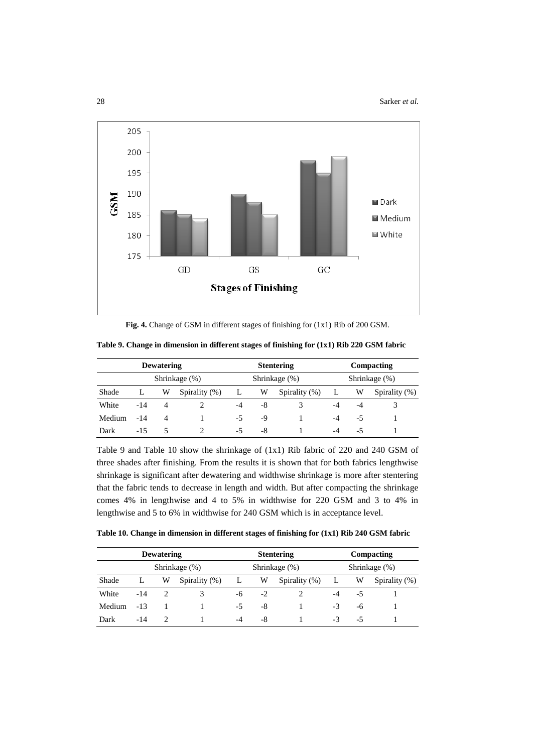**Fig. 4.** Change of GSM in different stages of finishing for (1x1) Rib of 200 GSM.

**Table 9. Change in dimension in different stages of finishing for (1x1) Rib 220 GSM fabric**

| | Dewatering | | | Stentering | | | Compacting | | |
|---|---|---|---|---|---|---|---|---|---|
| | Shrinkage (%) | | | Shrinkage (%) | | | Shrinkage (%) | | |
| Shade | L | W | Spirality (%) | L | W | Spirality (%) | L | W | Spirality (%) |
| White | -14 | 4 | 2 | -4 | -8 | 3 | -4 | -4 | 3 |
| Medium | -14 | 4 | 1 | -5 | -9 | 1 | -4 | -5 | 1 |
| Dark | -15 | 5 | 2 | -5 | -8 | 1 | -4 | -5 | 1 |

Table 9 and Table 10 show the shrinkage of (1x1) Rib fabric of 220 and 240 GSM of three shades after finishing. From the results it is shown that for both fabrics lengthwise shrinkage is significant after dewatering and widthwise shrinkage is more after stentering that the fabric tends to decrease in length and width. But after compacting the shrinkage comes 4% in lengthwise and 4 to 5% in widthwise for 220 GSM and 3 to 4% in lengthwise and 5 to 6% in widthwise for 240 GSM which is in acceptance level.

**Table 10. Change in dimension in different stages of finishing for (1x1) Rib 240 GSM fabric**

| | Dewatering | | | Stentering | | | Compacting | | |
|---|---|---|---|---|---|---|---|---|---|
| | Shrinkage (%) | | | Shrinkage (%) | | | Shrinkage (%) | | |
| Shade | L | W | Spirality (%) | L | W | Spirality (%) | L | W | Spirality (%) |
| White | -14 | 2 | 3 | -6 | -2 | 2 | -4 | -5 | 1 |
| Medium | -13 | 1 | 1 | -5 | -8 | 1 | -3 | -6 | 1 |
| Dark | -14 | 2 | 1 | -4 | -8 | 1 | -3 | -5 | 1 |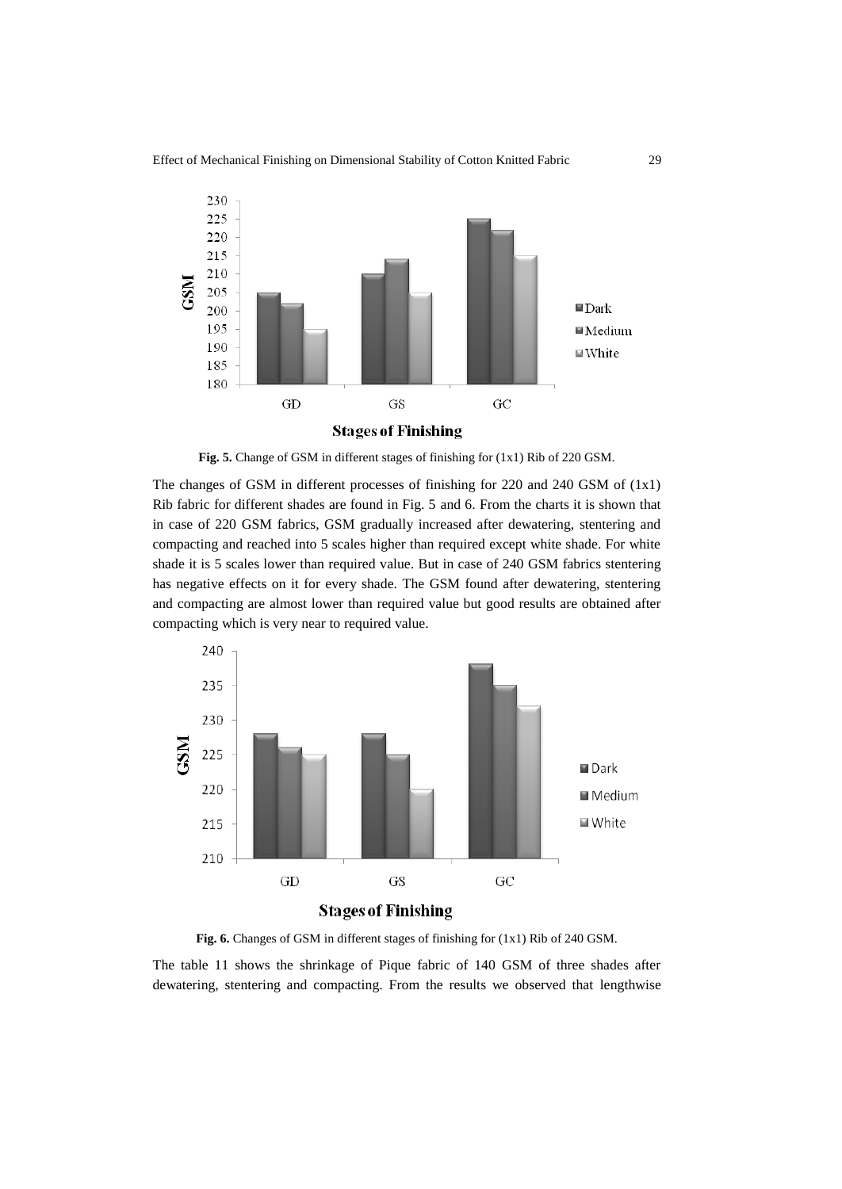**Fig. 5.** Change of GSM in different stages of finishing for (1x1) Rib of 220 GSM.

The changes of GSM in different processes of finishing for 220 and 240 GSM of (1x1) Rib fabric for different shades are found in Fig. 5 and 6. From the charts it is shown that in case of 220 GSM fabrics, GSM gradually increased after dewatering, stentering and compacting and reached into 5 scales higher than required except white shade. For white shade it is 5 scales lower than required value. But in case of 240 GSM fabrics stentering has negative effects on it for every shade. The GSM found after dewatering, stentering and compacting are almost lower than required value but good results are obtained after compacting which is very near to required value.

**Fig. 6.** Changes of GSM in different stages of finishing for (1x1) Rib of 240 GSM.

The table 11 shows the shrinkage of Pique fabric of 140 GSM of three shades after dewatering, stentering and compacting. From the results we observed that lengthwise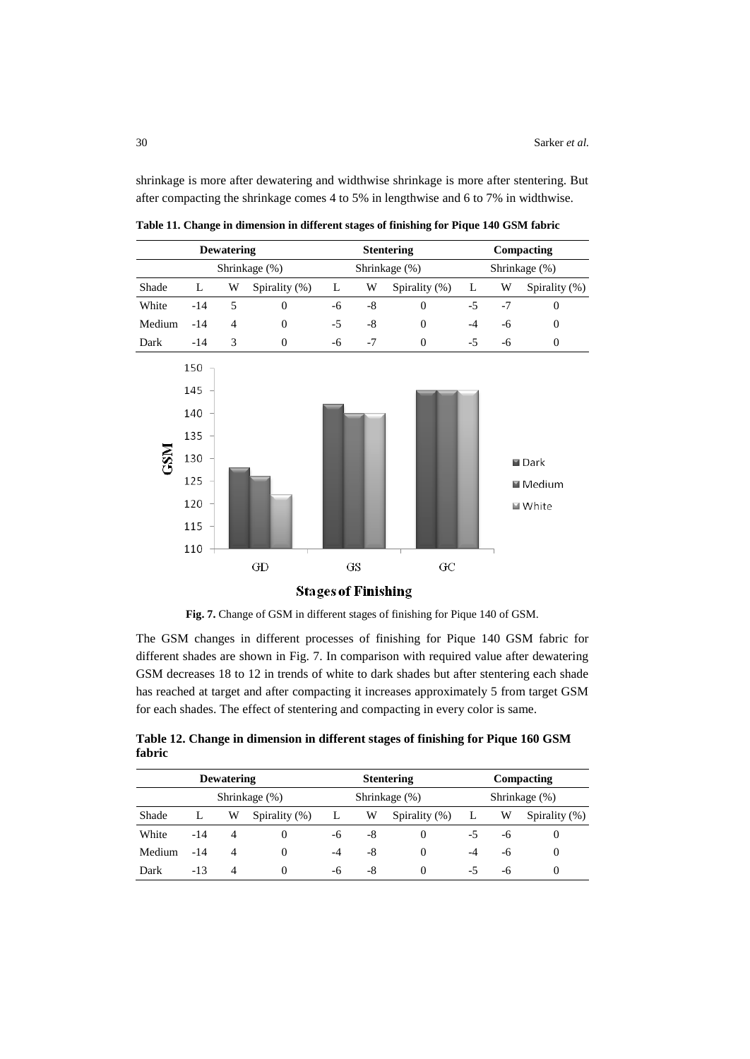shrinkage is more after dewatering and widthwise shrinkage is more after stentering. But after compacting the shrinkage comes 4 to 5% in lengthwise and 6 to 7% in widthwise.

**Table 11. Change in dimension in different stages of finishing for Pique 140 GSM fabric**

| | Dewatering | | | Stentering | | | Compacting | | |
|---|---|---|---|---|---|---|---|---|---|
| | Shrinkage (%) | | | Shrinkage (%) | | | Shrinkage (%) | | |
| Shade | L | W | Spirality (%) | L | W | Spirality (%) | L | W | Spirality (%) |
| White | -14 | 5 | 0 | -6 | -8 | 0 | -5 | -7 | 0 |
| Medium | -14 | 4 | 0 | -5 | -8 | 0 | -4 | -6 | 0 |
| Dark | -14 | 3 | 0 | -6 | -7 | 0 | -5 | -6 | 0 |

**Fig. 7.** Change of GSM in different stages of finishing for Pique 140 of GSM.

The GSM changes in different processes of finishing for Pique 140 GSM fabric for different shades are shown in Fig. 7. In comparison with required value after dewatering GSM decreases 18 to 12 in trends of white to dark shades but after stentering each shade has reached at target and after compacting it increases approximately 5 from target GSM for each shades. The effect of stentering and compacting in every color is same.

**Table 12. Change in dimension in different stages of finishing for Pique 160 GSM fabric**

| | Dewatering | | | Stentering | | | Compacting | | |
|---|---|---|---|---|---|---|---|---|---|
| | Shrinkage (%) | | | Shrinkage (%) | | | Shrinkage (%) | | |
| Shade | L | W | Spirality (%) | L | W | Spirality (%) | L | W | Spirality (%) |
| White | -14 | 4 | 0 | -6 | -8 | 0 | -5 | -6 | 0 |
| Medium | -14 | 4 | 0 | -4 | -8 | 0 | -4 | -6 | 0 |
| Dark | -13 | 4 | 0 | -6 | -8 | 0 | -5 | -6 | 0 |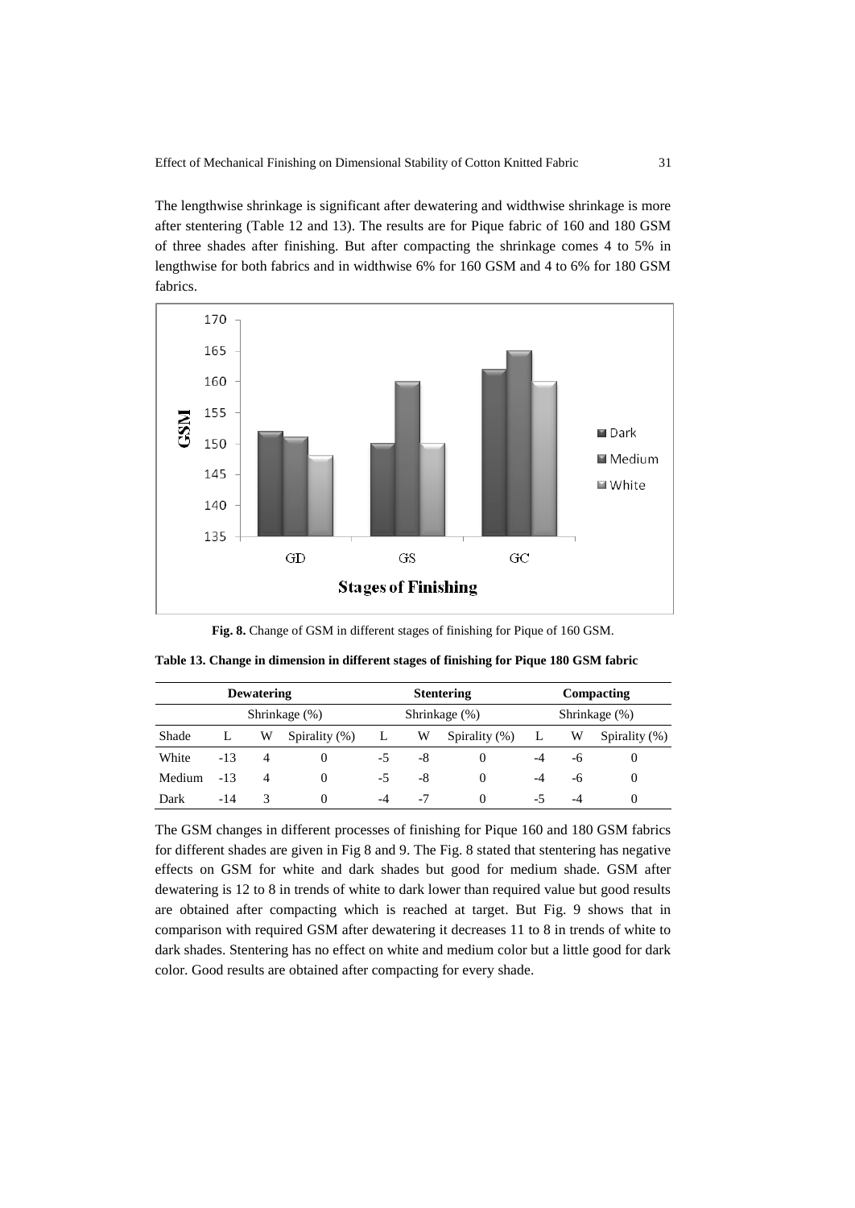The lengthwise shrinkage is significant after dewatering and widthwise shrinkage is more after stentering (Table 12 and 13). The results are for Pique fabric of 160 and 180 GSM of three shades after finishing. But after compacting the shrinkage comes 4 to 5% in lengthwise for both fabrics and in widthwise 6% for 160 GSM and 4 to 6% for 180 GSM fabrics.

**Fig. 8.** Change of GSM in different stages of finishing for Pique of 160 GSM.

**Table 13. Change in dimension in different stages of finishing for Pique 180 GSM fabric**

| | Dewatering | | | Stentering | | | Compacting | | |
|---|---|---|---|---|---|---|---|---|---|
| | Shrinkage (%) | | | Shrinkage (%) | | | Shrinkage (%) | | |
| Shade | L | W | Spirality (%) | L | W | Spirality (%) | L | W | Spirality (%) |
| White | -13 | 4 | 0 | -5 | -8 | 0 | -4 | -6 | 0 |
| Medium | -13 | 4 | 0 | -5 | -8 | 0 | -4 | -6 | 0 |
| Dark | -14 | 3 | 0 | -4 | -7 | 0 | -5 | -4 | 0 |

The GSM changes in different processes of finishing for Pique 160 and 180 GSM fabrics for different shades are given in Fig 8 and 9. The Fig. 8 stated that stentering has negative effects on GSM for white and dark shades but good for medium shade. GSM after dewatering is 12 to 8 in trends of white to dark lower than required value but good results are obtained after compacting which is reached at target. But Fig. 9 shows that in comparison with required GSM after dewatering it decreases 11 to 8 in trends of white to dark shades. Stentering has no effect on white and medium color but a little good for dark color. Good results are obtained after compacting for every shade.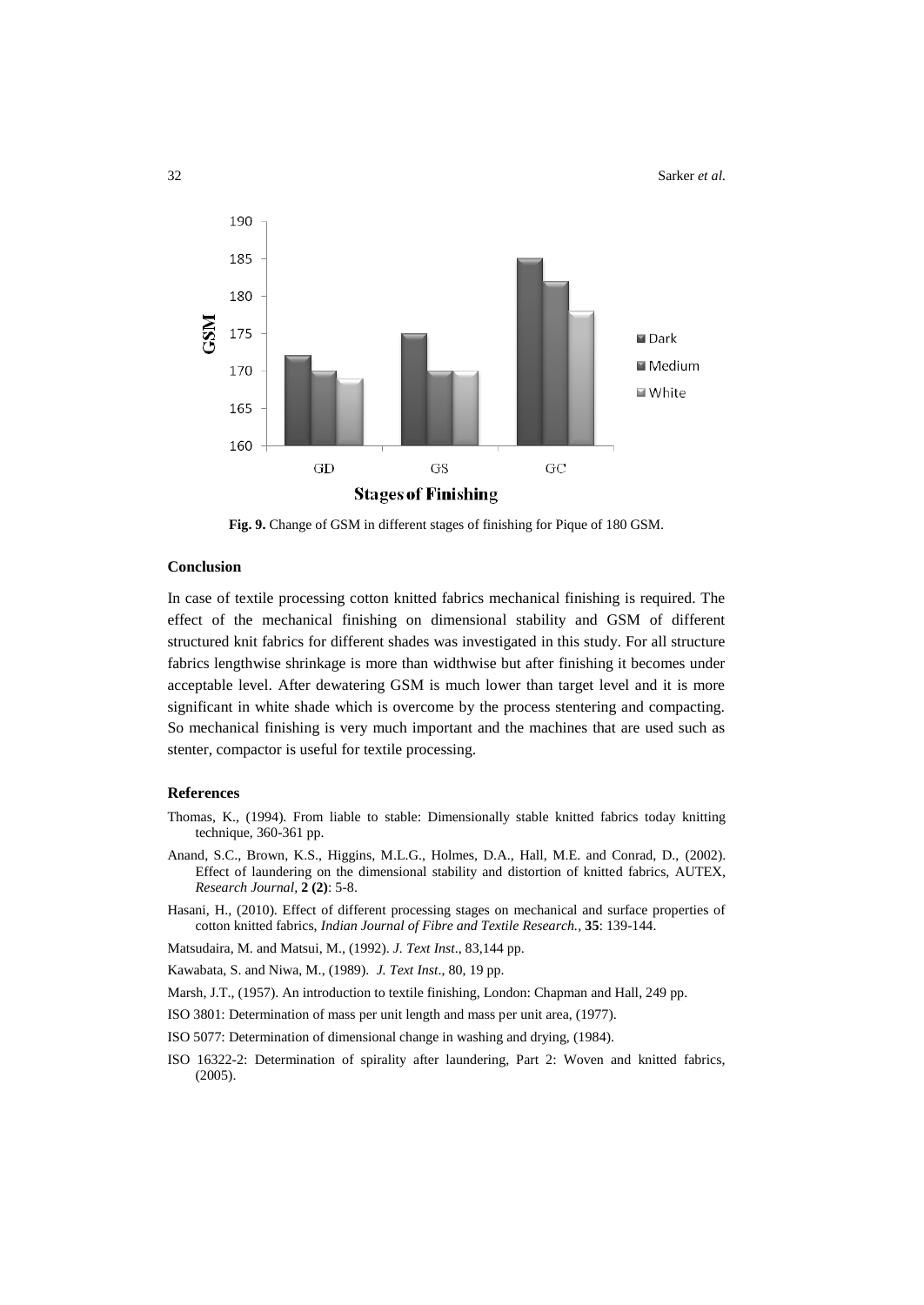190
185
180
175
170
165
160

GSM

GD
GS
GC

Stages of Finishing

Dark
Medium
White

**Fig. 9.** Change of GSM in different stages of finishing for Pique of 180 GSM.

## Conclusion

In case of textile processing cotton knitted fabrics mechanical finishing is required. The effect of the mechanical finishing on dimensional stability and GSM of different structured knit fabrics for different shades was investigated in this study. For all structure fabrics lengthwise shrinkage is more than widthwise but after finishing it becomes under acceptable level. After dewatering GSM is much lower than target level and it is more significant in white shade which is overcome by the process stentering and compacting. So mechanical finishing is very much important and the machines that are used such as stenter, compactor is useful for textile processing.

## References

Thomas, K., (1994). From liable to stable: Dimensionally stable knitted fabrics today knitting technique, 360-361 pp.

Anand, S.C., Brown, K.S., Higgins, M.L.G., Holmes, D.A., Hall, M.E. and Conrad, D., (2002). Effect of laundering on the dimensional stability and distortion of knitted fabrics, AUTEX, *Research Journal*, **2 (2)**: 5-8.

Hasani, H., (2010). Effect of different processing stages on mechanical and surface properties of cotton knitted fabrics, *Indian Journal of Fibre and Textile Research.,* **35**: 139-144.

Matsudaira, M. and Matsui, M., (1992). *J. Text Inst*., 83,144 pp.

Kawabata, S. and Niwa, M., (1989). *J. Text Inst*., 80, 19 pp.

Marsh, J.T., (1957). An introduction to textile finishing, London: Chapman and Hall, 249 pp.

ISO 3801: Determination of mass per unit length and mass per unit area, (1977).

ISO 5077: Determination of dimensional change in washing and drying, (1984).

ISO 16322-2: Determination of spirality after laundering, Part 2: Woven and knitted fabrics, (2005).